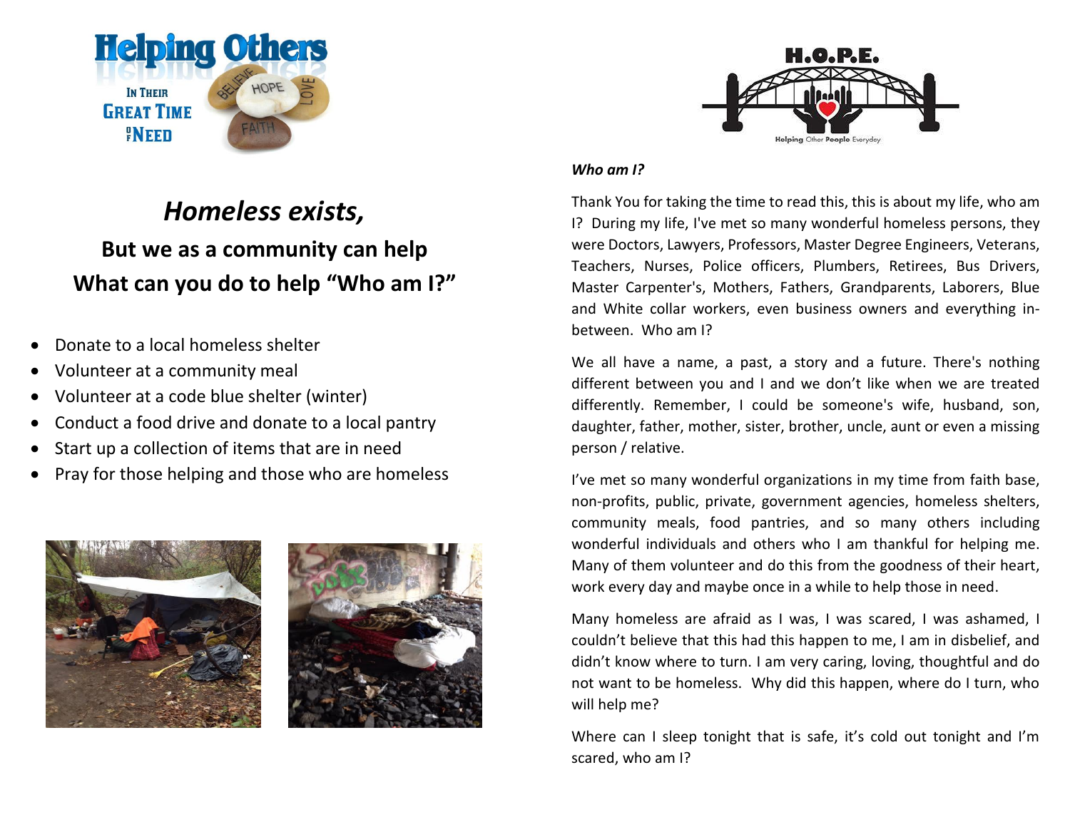# Helping Others

In Their Great Time of Need

H.O.P.E.

Helping Other People Everyday

## *Homeless exists,*

### But we as a community can help
### What can you do to help "Who am I?"

- Donate to a local homeless shelter
- Volunteer at a community meal
- Volunteer at a code blue shelter (winter)
- Conduct a food drive and donate to a local pantry
- Start up a collection of items that are in need
- Pray for those helping and those who are homeless

***Who am I?***

Thank You for taking the time to read this, this is about my life, who am I? During my life, I've met so many wonderful homeless persons, they were Doctors, Lawyers, Professors, Master Degree Engineers, Veterans, Teachers, Nurses, Police officers, Plumbers, Retirees, Bus Drivers, Master Carpenter's, Mothers, Fathers, Grandparents, Laborers, Blue and White collar workers, even business owners and everything in-between. Who am I?

We all have a name, a past, a story and a future. There's nothing different between you and I and we don't like when we are treated differently. Remember, I could be someone's wife, husband, son, daughter, father, mother, sister, brother, uncle, aunt or even a missing person / relative.

I've met so many wonderful organizations in my time from faith base, non-profits, public, private, government agencies, homeless shelters, community meals, food pantries, and so many others including wonderful individuals and others who I am thankful for helping me. Many of them volunteer and do this from the goodness of their heart, work every day and maybe once in a while to help those in need.

Many homeless are afraid as I was, I was scared, I was ashamed, I couldn't believe that this had this happen to me, I am in disbelief, and didn't know where to turn. I am very caring, loving, thoughtful and do not want to be homeless. Why did this happen, where do I turn, who will help me?

Where can I sleep tonight that is safe, it's cold out tonight and I'm scared, who am I?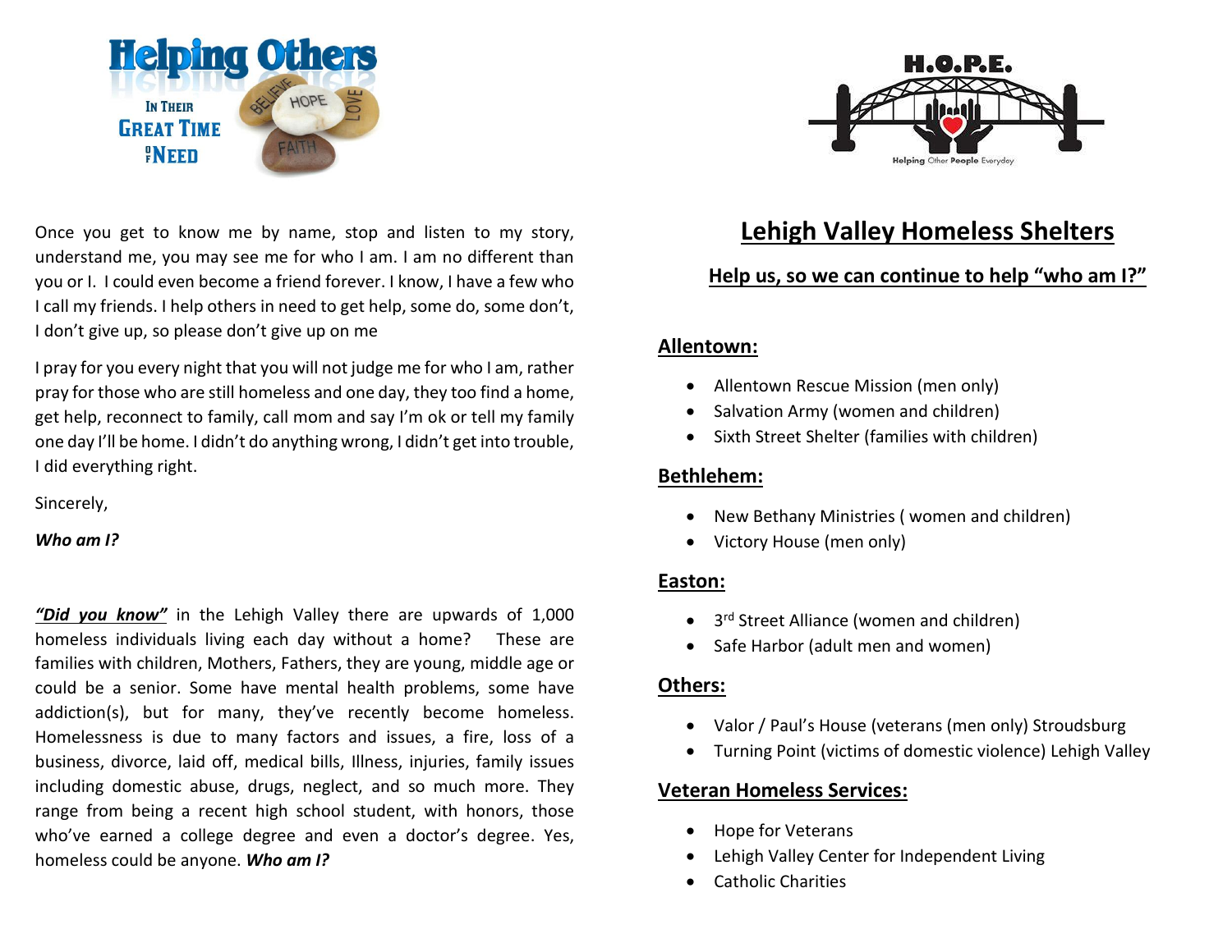Helping Others

In Their Great Time of Need

Once you get to know me by name, stop and listen to my story, understand me, you may see me for who I am. I am no different than you or I. I could even become a friend forever. I know, I have a few who I call my friends. I help others in need to get help, some do, some don't, I don't give up, so please don't give up on me

I pray for you every night that you will not judge me for who I am, rather pray for those who are still homeless and one day, they too find a home, get help, reconnect to family, call mom and say I'm ok or tell my family one day I'll be home. I didn't do anything wrong, I didn't get into trouble, I did everything right.

Sincerely,

***Who am I?***

***"Did you know"*** in the Lehigh Valley there are upwards of 1,000 homeless individuals living each day without a home? These are families with children, Mothers, Fathers, they are young, middle age or could be a senior. Some have mental health problems, some have addiction(s), but for many, they've recently become homeless. Homelessness is due to many factors and issues, a fire, loss of a business, divorce, laid off, medical bills, Illness, injuries, family issues including domestic abuse, drugs, neglect, and so much more. They range from being a recent high school student, with honors, those who've earned a college degree and even a doctor's degree. Yes, homeless could be anyone. ***Who am I?***

H.O.P.E.

Helping Other People Everyday

# Lehigh Valley Homeless Shelters

## Help us, so we can continue to help "who am I?"

### Allentown:

- Allentown Rescue Mission (men only)
- Salvation Army (women and children)
- Sixth Street Shelter (families with children)

### Bethlehem:

- New Bethany Ministries ( women and children)
- Victory House (men only)

### Easton:

- 3rd Street Alliance (women and children)
- Safe Harbor (adult men and women)

### Others:

- Valor / Paul's House (veterans (men only) Stroudsburg
- Turning Point (victims of domestic violence) Lehigh Valley

### Veteran Homeless Services:

- Hope for Veterans
- Lehigh Valley Center for Independent Living
- Catholic Charities